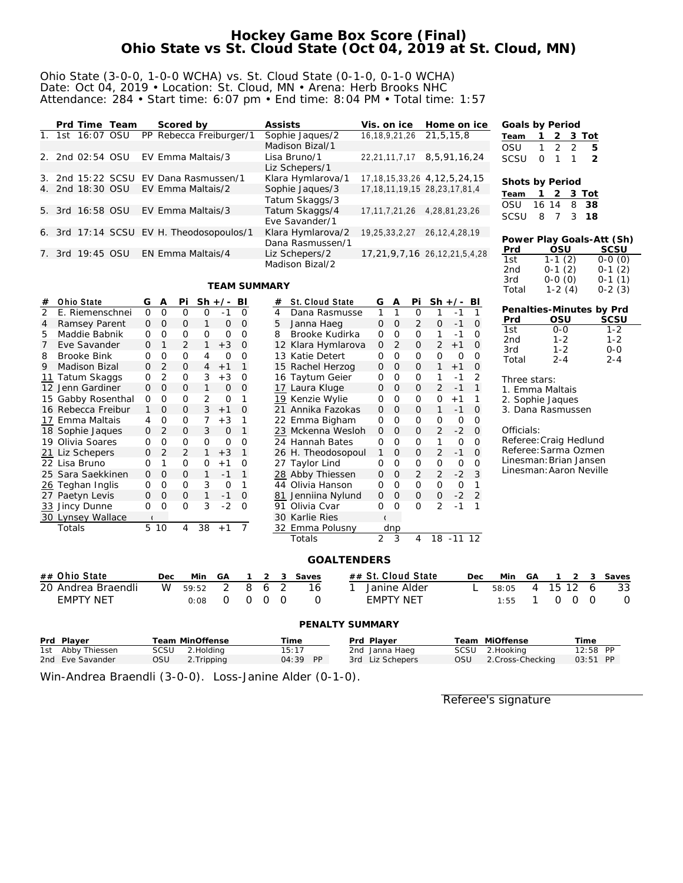# Hockey Game Box Score (Final)
# Ohio State vs St. Cloud State (Oct 04, 2019 at St. Cloud, MN)

Ohio State (3-0-0, 1-0-0 WCHA) vs. St. Cloud State (0-1-0, 0-1-0 WCHA)
Date: Oct 04, 2019 • Location: St. Cloud, MN • Arena: Herb Brooks NHC
Attendance: 284 • Start time: 6:07 pm • End time: 8:04 PM • Total time: 1:57

| | Prd | Time | Team | Scored by | Assists | Vis. on ice | Home on ice |
|---|---|---|---|---|---|---|---|
| 1. | 1st | 16:07 | OSU | PP Rebecca Freiburger/1 | Sophie Jaques/2, Madison Bizal/1 | 16,18,9,21,26 | 21,5,15,8 |
| 2. | 2nd | 02:54 | OSU | EV Emma Maltais/3 | Lisa Bruno/1, Liz Schepers/1 | 22,21,11,7,17 | 8,5,91,16,24 |
| 3. | 2nd | 15:22 | SCSU | EV Dana Rasmussen/1 | Klara Hymlarova/1 | 17,18,15,33,26 | 4,12,5,24,15 |
| 4. | 2nd | 18:30 | OSU | EV Emma Maltais/2 | Sophie Jaques/3, Tatum Skaggs/3 | 17,18,11,19,15 | 28,23,17,81,4 |
| 5. | 3rd | 16:58 | OSU | EV Emma Maltais/3 | Tatum Skaggs/4, Eve Savander/1 | 17,11,7,21,26 | 4,28,81,23,26 |
| 6. | 3rd | 17:14 | SCSU | EV H. Theodosopoulos/1 | Klara Hymlarova/2, Dana Rasmussen/1 | 19,25,33,2,27 | 26,12,4,28,19 |
| 7. | 3rd | 19:45 | OSU | EN Emma Maltais/4 | Liz Schepers/2, Madison Bizal/2 | 17,21,9,7,16 | 26,12,21,5,4,28 |

**Goals by Period**

| Team | 1 | 2 | 3 | Tot |
|---|---|---|---|---|
| OSU | 1 | 2 | 2 | 5 |
| SCSU | 0 | 1 | 1 | 2 |

**Shots by Period**

| Team | 1 | 2 | 3 | Tot |
|---|---|---|---|---|
| OSU | 16 | 14 | 8 | 38 |
| SCSU | 8 | 7 | 3 | 18 |

**Power Play Goals-Att (Sh)**

| Prd | OSU | SCSU |
|---|---|---|
| 1st | 1-1 (2) | 0-0 (0) |
| 2nd | 0-1 (2) | 0-1 (2) |
| 3rd | 0-0 (0) | 0-1 (1) |
| Total | 1-2 (4) | 0-2 (3) |

**Penalties-Minutes by Prd**

| Prd | OSU | SCSU |
|---|---|---|
| 1st | 0-0 | 1-2 |
| 2nd | 1-2 | 1-2 |
| 3rd | 1-2 | 0-0 |
| Total | 2-4 | 2-4 |

Three stars:
1. Emma Maltais
2. Sophie Jaques
3. Dana Rasmussen

Officials:
Referee: Craig Hedlund
Referee: Sarma Ozmen
Linesman: Brian Jansen
Linesman: Aaron Neville

## TEAM SUMMARY

| # | Ohio State | G | A | Pi | Sh | +/- | Bl |
|---|---|---|---|---|---|---|---|
| 2 | E. Riemenschnei | 0 | 0 | 0 | 0 | -1 | 0 |
| 4 | Ramsey Parent | 0 | 0 | 0 | 1 | 0 | 0 |
| 5 | Maddie Babnik | 0 | 0 | 0 | 0 | 0 | 0 |
| 7 | Eve Savander | 0 | 1 | 2 | 1 | +3 | 0 |
| 8 | Brooke Bink | 0 | 0 | 0 | 4 | 0 | 0 |
| 9 | Madison Bizal | 0 | 2 | 0 | 4 | +1 | 1 |
| 11 | Tatum Skaggs | 0 | 2 | 0 | 3 | +3 | 0 |
| 12 | Jenn Gardiner | 0 | 0 | 0 | 1 | 0 | 0 |
| 15 | Gabby Rosenthal | 0 | 0 | 0 | 2 | 0 | 1 |
| 16 | Rebecca Freibur | 1 | 0 | 0 | 3 | +1 | 0 |
| 17 | Emma Maltais | 4 | 0 | 0 | 7 | +3 | 1 |
| 18 | Sophie Jaques | 0 | 2 | 0 | 3 | 0 | 1 |
| 19 | Olivia Soares | 0 | 0 | 0 | 0 | 0 | 0 |
| 21 | Liz Schepers | 0 | 2 | 2 | 1 | +3 | 1 |
| 22 | Lisa Bruno | 0 | 1 | 0 | 0 | +1 | 0 |
| 25 | Sara Saekkinen | 0 | 0 | 0 | 1 | -1 | 1 |
| 26 | Teghan Inglis | 0 | 0 | 0 | 3 | 0 | 1 |
| 27 | Paetyn Levis | 0 | 0 | 0 | 1 | -1 | 0 |
| 33 | Jincy Dunne | 0 | 0 | 0 | 3 | -2 | 0 |
| 30 | Lynsey Wallace | ( | | | | | |
| | Totals | 5 | 10 | 4 | 38 | +1 | 7 |

| # | St. Cloud State | G | A | Pi | Sh | +/- | Bl |
|---|---|---|---|---|---|---|---|
| 4 | Dana Rasmusse | 1 | 1 | 0 | 1 | -1 | 1 |
| 5 | Janna Haeg | 0 | 0 | 2 | 0 | -1 | 0 |
| 8 | Brooke Kudirka | 0 | 0 | 0 | 1 | -1 | 0 |
| 12 | Klara Hymlarova | 0 | 2 | 0 | 2 | +1 | 0 |
| 13 | Katie Detert | 0 | 0 | 0 | 0 | 0 | 0 |
| 15 | Rachel Herzog | 0 | 0 | 0 | 1 | +1 | 0 |
| 16 | Taytum Geier | 0 | 0 | 0 | 1 | -1 | 2 |
| 17 | Laura Kluge | 0 | 0 | 0 | 2 | -1 | 1 |
| 19 | Kenzie Wylie | 0 | 0 | 0 | 0 | +1 | 1 |
| 21 | Annika Fazokas | 0 | 0 | 0 | 1 | -1 | 0 |
| 22 | Emma Bigham | 0 | 0 | 0 | 0 | 0 | 0 |
| 23 | Mckenna Wesloh | 0 | 0 | 0 | 2 | -2 | 0 |
| 24 | Hannah Bates | 0 | 0 | 0 | 1 | 0 | 0 |
| 26 | H. Theodosopoul | 1 | 0 | 0 | 2 | -1 | 0 |
| 27 | Taylor Lind | 0 | 0 | 0 | 0 | 0 | 0 |
| 28 | Abby Thiessen | 0 | 0 | 2 | 2 | -2 | 3 |
| 44 | Olivia Hanson | 0 | 0 | 0 | 0 | 0 | 1 |
| 81 | Jenniina Nylund | 0 | 0 | 0 | 0 | -2 | 2 |
| 91 | Olivia Cvar | 0 | 0 | 0 | 2 | -1 | 1 |
| 30 | Karlie Ries | ( | | | | | |
| 32 | Emma Polusny | dnp | | | | | |
| | Totals | 2 | 3 | 4 | 18 | -11 | 12 |

## GOALTENDERS

| ## | Ohio State | Dec | Min | GA | 1 | 2 | 3 | Saves |
|---|---|---|---|---|---|---|---|---|
| 20 | Andrea Braendli | W | 59:52 | 2 | 8 | 6 | 2 | 16 |
| | EMPTY NET | | 0:08 | 0 | 0 | 0 | 0 | 0 |

| ## | St. Cloud State | Dec | Min | GA | 1 | 2 | 3 | Saves |
|---|---|---|---|---|---|---|---|---|
| 1 | Janine Alder | L | 58:05 | 4 | 15 | 12 | 6 | 33 |
| | EMPTY NET | | 1:55 | 1 | 0 | 0 | 0 | 0 |

## PENALTY SUMMARY

| Prd | Player | Team | MinOffense | Time |
|---|---|---|---|---|
| 1st | Abby Thiessen | SCSU | 2.Holding | 15:17 |
| 2nd | Eve Savander | OSU | 2.Tripping | 04:39 PP |
| 2nd | Janna Haeg | SCSU | 2.Hooking | 12:58 PP |
| 3rd | Liz Schepers | OSU | 2.Cross-Checking | 03:51 PP |

Win-Andrea Braendli (3-0-0). Loss-Janine Alder (0-1-0).

Referee's signature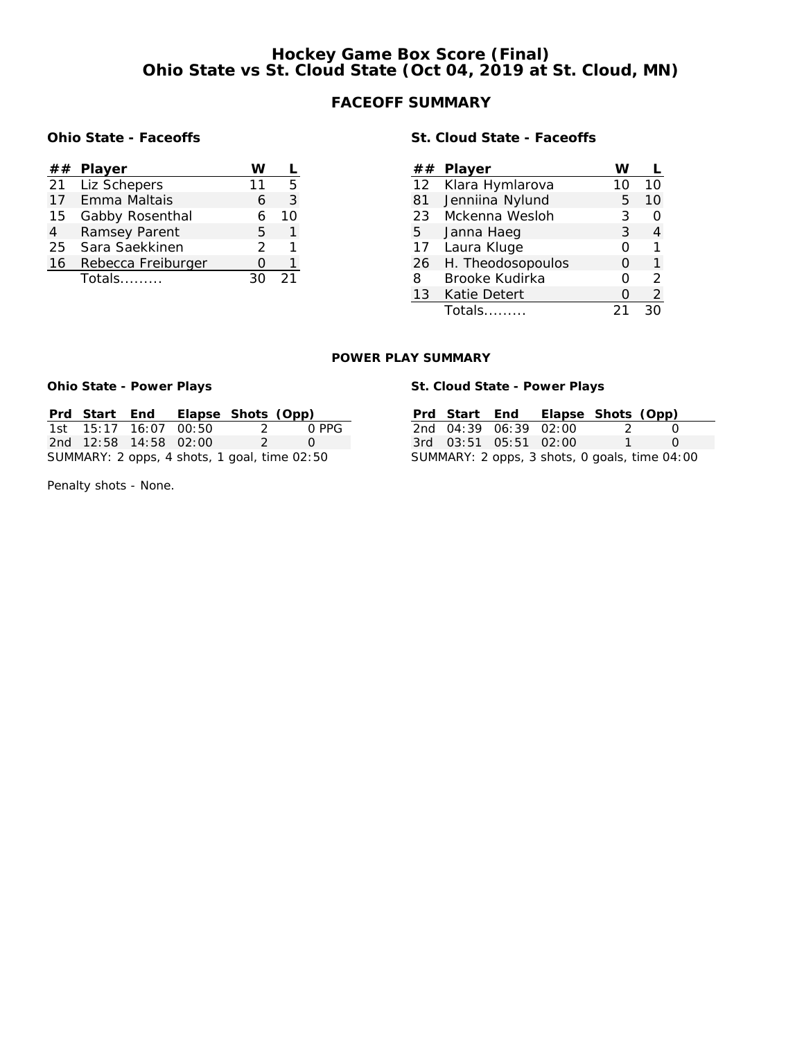# Hockey Game Box Score (Final)
# Ohio State vs St. Cloud State (Oct 04, 2019 at St. Cloud, MN)

## FACEOFF SUMMARY

### Ohio State - Faceoffs

| ## | Player | W | L |
|---|---|---|---|
| 21 | Liz Schepers | 11 | 5 |
| 17 | Emma Maltais | 6 | 3 |
| 15 | Gabby Rosenthal | 6 | 10 |
| 4 | Ramsey Parent | 5 | 1 |
| 25 | Sara Saekkinen | 2 | 1 |
| 16 | Rebecca Freiburger | 0 | 1 |
| | Totals......... | 30 | 21 |

### St. Cloud State - Faceoffs

| ## | Player | W | L |
|---|---|---|---|
| 12 | Klara Hymlarova | 10 | 10 |
| 81 | Jenniina Nylund | 5 | 10 |
| 23 | Mckenna Wesloh | 3 | 0 |
| 5 | Janna Haeg | 3 | 4 |
| 17 | Laura Kluge | 0 | 1 |
| 26 | H. Theodosopoulos | 0 | 1 |
| 8 | Brooke Kudirka | 0 | 2 |
| 13 | Katie Detert | 0 | 2 |
| | Totals......... | 21 | 30 |

## POWER PLAY SUMMARY

### Ohio State - Power Plays

| Prd | Start | End | Elapse | Shots | (Opp) |
|---|---|---|---|---|---|
| 1st | 15:17 | 16:07 | 00:50 | 2 | 0 PPG |
| 2nd | 12:58 | 14:58 | 02:00 | 2 | 0 |

SUMMARY: 2 opps, 4 shots, 1 goal, time 02:50

### St. Cloud State - Power Plays

| Prd | Start | End | Elapse | Shots | (Opp) |
|---|---|---|---|---|---|
| 2nd | 04:39 | 06:39 | 02:00 | 2 | 0 |
| 3rd | 03:51 | 05:51 | 02:00 | 1 | 0 |

SUMMARY: 2 opps, 3 shots, 0 goals, time 04:00

Penalty shots - None.